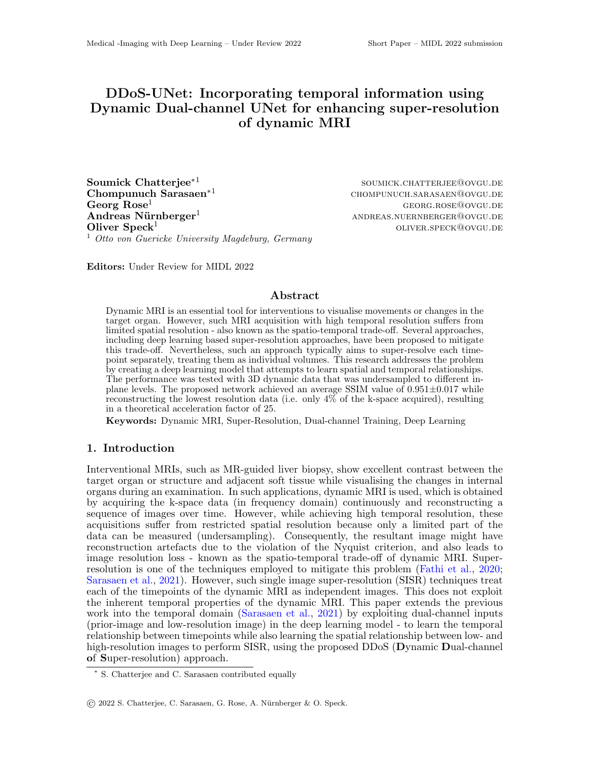# DDoS-UNet: Incorporating temporal information using Dynamic Dual-channel UNet for enhancing super-resolution of dynamic MRI

**Soumick Chatterjee**[*1] SOUMICK.CHATTERJEE@OVGU.DE
**Chompunuch Sarasaen**[*1] CHOMPUNUCH.SARASAEN@OVGU.DE
**Georg Rose**[1] GEORG.ROSE@OVGU.DE
**Andreas Nürnberger**[1] ANDREAS.NUERNBERGER@OVGU.DE
**Oliver Speck**[1] OLIVER.SPECK@OVGU.DE

[1] *Otto von Guericke University Magdeburg, Germany*

**Editors:** Under Review for MIDL 2022

## Abstract

Dynamic MRI is an essential tool for interventions to visualise movements or changes in the target organ. However, such MRI acquisition with high temporal resolution suffers from limited spatial resolution - also known as the spatio-temporal trade-off. Several approaches, including deep learning based super-resolution approaches, have been proposed to mitigate this trade-off. Nevertheless, such an approach typically aims to super-resolve each time-point separately, treating them as individual volumes. This research addresses the problem by creating a deep learning model that attempts to learn spatial and temporal relationships. The performance was tested with 3D dynamic data that was undersampled to different in-plane levels. The proposed network achieved an average SSIM value of 0.951±0.017 while reconstructing the lowest resolution data (i.e. only 4% of the k-space acquired), resulting in a theoretical acceleration factor of 25.

**Keywords:** Dynamic MRI, Super-Resolution, Dual-channel Training, Deep Learning

## 1. Introduction

Interventional MRIs, such as MR-guided liver biopsy, show excellent contrast between the target organ or structure and adjacent soft tissue while visualising the changes in internal organs during an examination. In such applications, dynamic MRI is used, which is obtained by acquiring the k-space data (in frequency domain) continuously and reconstructing a sequence of images over time. However, while achieving high temporal resolution, these acquisitions suffer from restricted spatial resolution because only a limited part of the data can be measured (undersampling). Consequently, the resultant image might have reconstruction artefacts due to the violation of the Nyquist criterion, and also leads to image resolution loss - known as the spatio-temporal trade-off of dynamic MRI. Super-resolution is one of the techniques employed to mitigate this problem (Fathi et al., 2020; Sarasaen et al., 2021). However, such single image super-resolution (SISR) techniques treat each of the timepoints of the dynamic MRI as independent images. This does not exploit the inherent temporal properties of the dynamic MRI. This paper extends the previous work into the temporal domain (Sarasaen et al., 2021) by exploiting dual-channel inputs (prior-image and low-resolution image) in the deep learning model - to learn the temporal relationship between timepoints while also learning the spatial relationship between low- and high-resolution images to perform SISR, using the proposed DDoS (**D**ynamic **D**ual-channel **o**f **S**uper-resolution) approach.

[*] S. Chatterjee and C. Sarasaen contributed equally

© 2022 S. Chatterjee, C. Sarasaen, G. Rose, A. Nürnberger & O. Speck.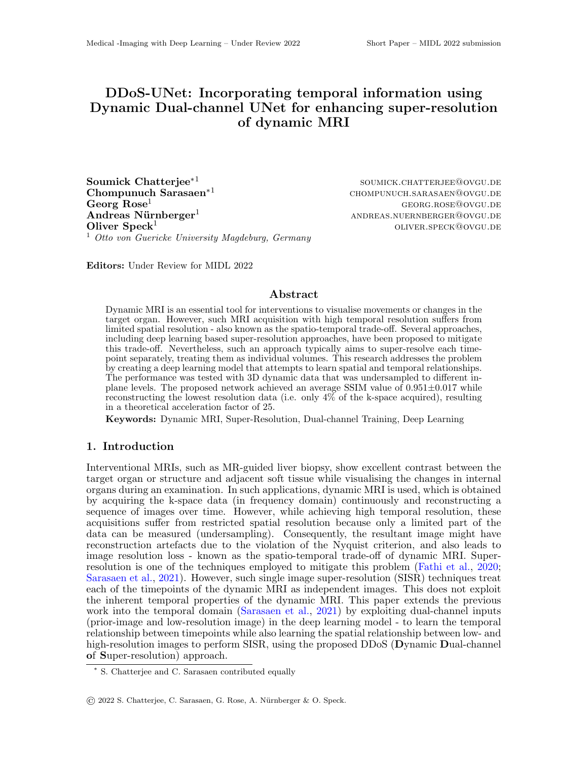# DDoS-UNet: Incorporating temporal information using Dynamic Dual-channel UNet for enhancing super-resolution of dynamic MRI

**Soumick Chatterjee**[*1] SOUMICK.CHATTERJEE@OVGU.DE
**Chompunuch Sarasaen**[*1] CHOMPUNUCH.SARASAEN@OVGU.DE
**Georg Rose**[1] GEORG.ROSE@OVGU.DE
**Andreas Nürnberger**[1] ANDREAS.NUERNBERGER@OVGU.DE
**Oliver Speck**[1] OLIVER.SPECK@OVGU.DE

[1] *Otto von Guericke University Magdeburg, Germany*

**Editors:** Under Review for MIDL 2022

## Abstract

Dynamic MRI is an essential tool for interventions to visualise movements or changes in the target organ. However, such MRI acquisition with high temporal resolution suffers from limited spatial resolution - also known as the spatio-temporal trade-off. Several approaches, including deep learning based super-resolution approaches, have been proposed to mitigate this trade-off. Nevertheless, such an approach typically aims to super-resolve each timepoint separately, treating them as individual volumes. This research addresses the problem by creating a deep learning model that attempts to learn spatial and temporal relationships. The performance was tested with 3D dynamic data that was undersampled to different in-plane levels. The proposed network achieved an average SSIM value of 0.951±0.017 while reconstructing the lowest resolution data (i.e. only 4% of the k-space acquired), resulting in a theoretical acceleration factor of 25.

**Keywords:** Dynamic MRI, Super-Resolution, Dual-channel Training, Deep Learning

## 1. Introduction

Interventional MRIs, such as MR-guided liver biopsy, show excellent contrast between the target organ or structure and adjacent soft tissue while visualising the changes in internal organs during an examination. In such applications, dynamic MRI is used, which is obtained by acquiring the k-space data (in frequency domain) continuously and reconstructing a sequence of images over time. However, while achieving high temporal resolution, these acquisitions suffer from restricted spatial resolution because only a limited part of the data can be measured (undersampling). Consequently, the resultant image might have reconstruction artefacts due to the violation of the Nyquist criterion, and also leads to image resolution loss - known as the spatio-temporal trade-off of dynamic MRI. Super-resolution is one of the techniques employed to mitigate this problem (Fathi et al., 2020; Sarasaen et al., 2021). However, such single image super-resolution (SISR) techniques treat each of the timepoints of the dynamic MRI as independent images. This does not exploit the inherent temporal properties of the dynamic MRI. This paper extends the previous work into the temporal domain (Sarasaen et al., 2021) by exploiting dual-channel inputs (prior-image and low-resolution image) in the deep learning model - to learn the temporal relationship between timepoints while also learning the spatial relationship between low- and high-resolution images to perform SISR, using the proposed DDoS (**D**ynamic **D**ual-channel **o**f **S**uper-resolution) approach.

[*] S. Chatterjee and C. Sarasaen contributed equally

© 2022 S. Chatterjee, C. Sarasaen, G. Rose, A. Nürnberger & O. Speck.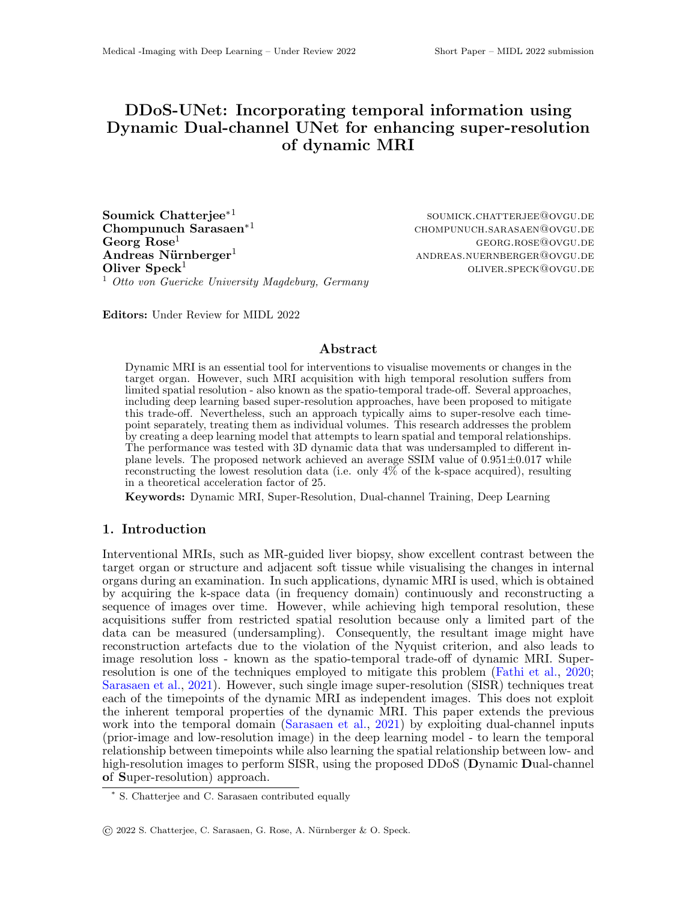# DDoS-UNet: Incorporating temporal information using Dynamic Dual-channel UNet for enhancing super-resolution of dynamic MRI

**Soumick Chatterjee**[*1] SOUMICK.CHATTERJEE@OVGU.DE
**Chompunuch Sarasaen**[*1] CHOMPUNUCH.SARASAEN@OVGU.DE
**Georg Rose**[1] GEORG.ROSE@OVGU.DE
**Andreas Nürnberger**[1] ANDREAS.NUERNBERGER@OVGU.DE
**Oliver Speck**[1] OLIVER.SPECK@OVGU.DE

[1] *Otto von Guericke University Magdeburg, Germany*

**Editors:** Under Review for MIDL 2022

## Abstract

Dynamic MRI is an essential tool for interventions to visualise movements or changes in the target organ. However, such MRI acquisition with high temporal resolution suffers from limited spatial resolution - also known as the spatio-temporal trade-off. Several approaches, including deep learning based super-resolution approaches, have been proposed to mitigate this trade-off. Nevertheless, such an approach typically aims to super-resolve each time-point separately, treating them as individual volumes. This research addresses the problem by creating a deep learning model that attempts to learn spatial and temporal relationships. The performance was tested with 3D dynamic data that was undersampled to different in-plane levels. The proposed network achieved an average SSIM value of 0.951±0.017 while reconstructing the lowest resolution data (i.e. only 4% of the k-space acquired), resulting in a theoretical acceleration factor of 25.

**Keywords:** Dynamic MRI, Super-Resolution, Dual-channel Training, Deep Learning

## 1. Introduction

Interventional MRIs, such as MR-guided liver biopsy, show excellent contrast between the target organ or structure and adjacent soft tissue while visualising the changes in internal organs during an examination. In such applications, dynamic MRI is used, which is obtained by acquiring the k-space data (in frequency domain) continuously and reconstructing a sequence of images over time. However, while achieving high temporal resolution, these acquisitions suffer from restricted spatial resolution because only a limited part of the data can be measured (undersampling). Consequently, the resultant image might have reconstruction artefacts due to the violation of the Nyquist criterion, and also leads to image resolution loss - known as the spatio-temporal trade-off of dynamic MRI. Super-resolution is one of the techniques employed to mitigate this problem (Fathi et al., 2020; Sarasaen et al., 2021). However, such single image super-resolution (SISR) techniques treat each of the timepoints of the dynamic MRI as independent images. This does not exploit the inherent temporal properties of the dynamic MRI. This paper extends the previous work into the temporal domain (Sarasaen et al., 2021) by exploiting dual-channel inputs (prior-image and low-resolution image) in the deep learning model - to learn the temporal relationship between timepoints while also learning the spatial relationship between low- and high-resolution images to perform SISR, using the proposed DDoS (**D**ynamic **D**ual-channel **o**f **S**uper-resolution) approach.

[*] S. Chatterjee and C. Sarasaen contributed equally

© 2022 S. Chatterjee, C. Sarasaen, G. Rose, A. Nürnberger & O. Speck.